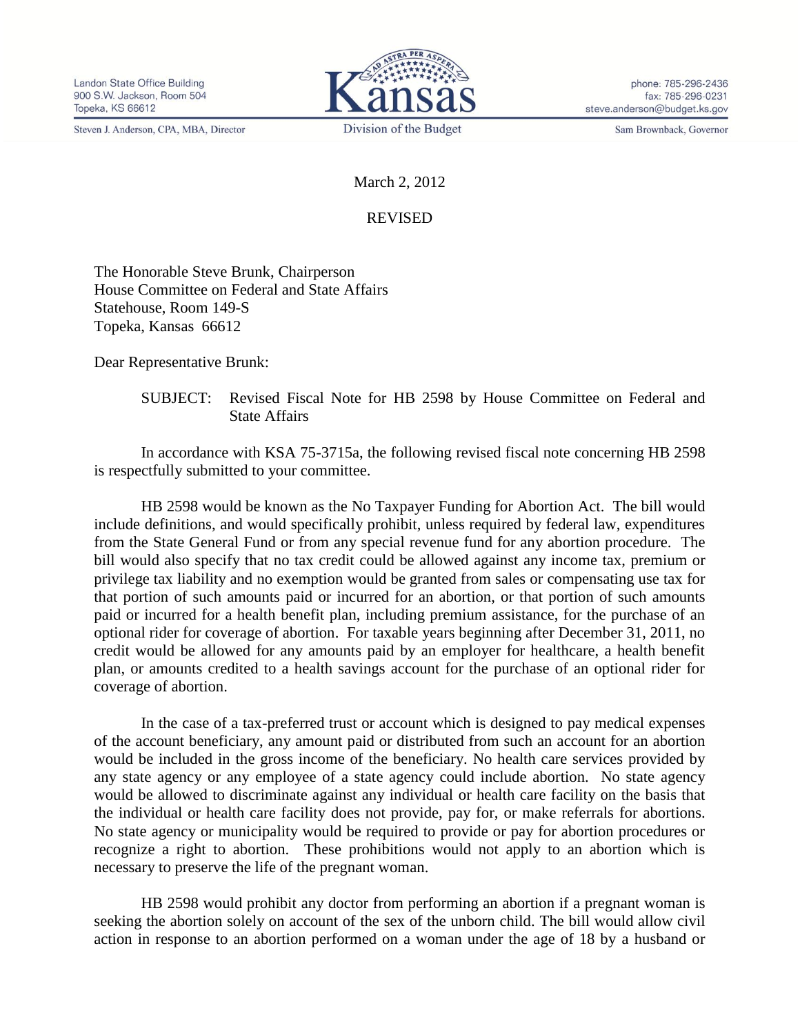Landon State Office Building
900 S.W. Jackson, Room 504
Topeka, KS 66612

Steven J. Anderson, CPA, MBA, Director

Kansas
Division of the Budget

phone: 785-296-2436
fax: 785-296-0231
steve.anderson@budget.ks.gov

Sam Brownback, Governor

March 2, 2012

REVISED

The Honorable Steve Brunk, Chairperson
House Committee on Federal and State Affairs
Statehouse, Room 149-S
Topeka, Kansas 66612

Dear Representative Brunk:

SUBJECT: Revised Fiscal Note for HB 2598 by House Committee on Federal and State Affairs

In accordance with KSA 75-3715a, the following revised fiscal note concerning HB 2598 is respectfully submitted to your committee.

HB 2598 would be known as the No Taxpayer Funding for Abortion Act. The bill would include definitions, and would specifically prohibit, unless required by federal law, expenditures from the State General Fund or from any special revenue fund for any abortion procedure. The bill would also specify that no tax credit could be allowed against any income tax, premium or privilege tax liability and no exemption would be granted from sales or compensating use tax for that portion of such amounts paid or incurred for an abortion, or that portion of such amounts paid or incurred for a health benefit plan, including premium assistance, for the purchase of an optional rider for coverage of abortion. For taxable years beginning after December 31, 2011, no credit would be allowed for any amounts paid by an employer for healthcare, a health benefit plan, or amounts credited to a health savings account for the purchase of an optional rider for coverage of abortion.

In the case of a tax-preferred trust or account which is designed to pay medical expenses of the account beneficiary, any amount paid or distributed from such an account for an abortion would be included in the gross income of the beneficiary. No health care services provided by any state agency or any employee of a state agency could include abortion. No state agency would be allowed to discriminate against any individual or health care facility on the basis that the individual or health care facility does not provide, pay for, or make referrals for abortions. No state agency or municipality would be required to provide or pay for abortion procedures or recognize a right to abortion. These prohibitions would not apply to an abortion which is necessary to preserve the life of the pregnant woman.

HB 2598 would prohibit any doctor from performing an abortion if a pregnant woman is seeking the abortion solely on account of the sex of the unborn child. The bill would allow civil action in response to an abortion performed on a woman under the age of 18 by a husband or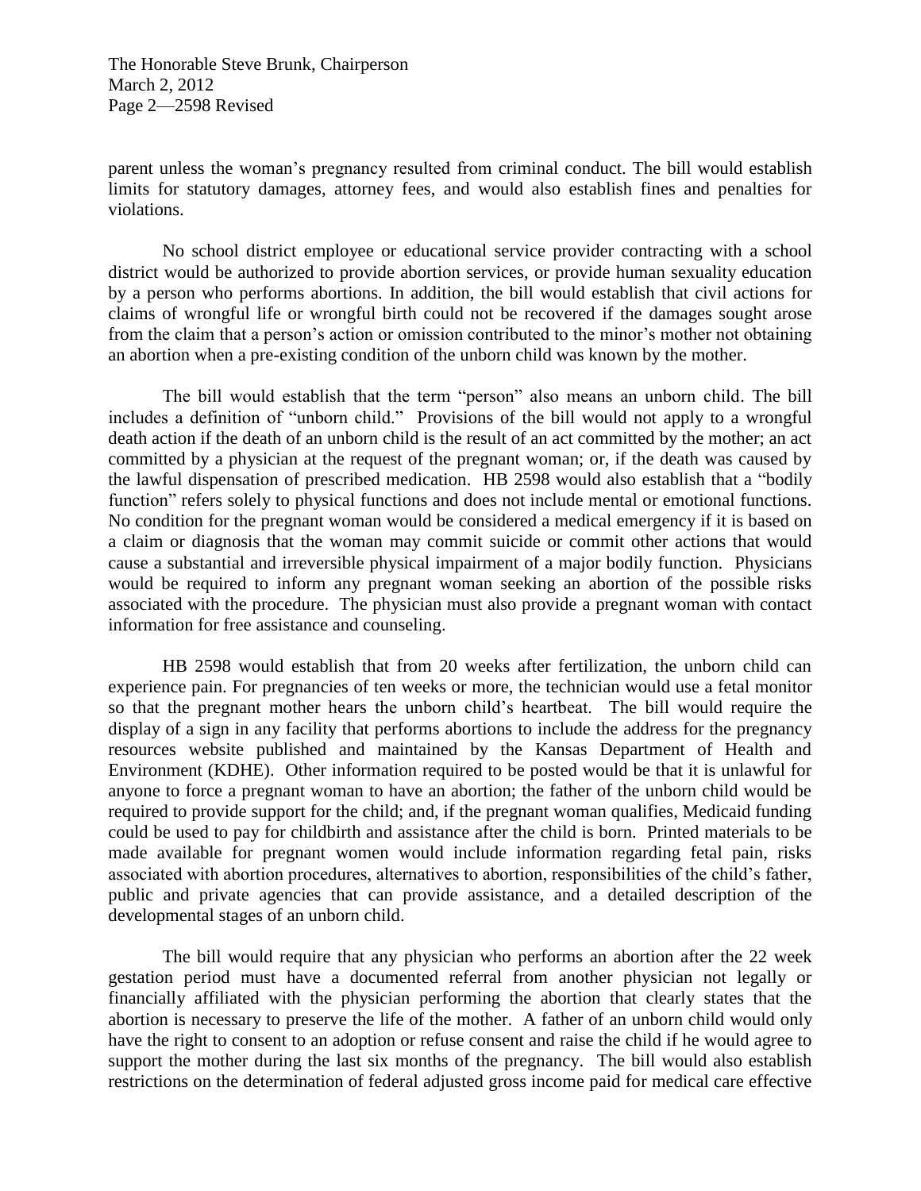parent unless the woman's pregnancy resulted from criminal conduct. The bill would establish limits for statutory damages, attorney fees, and would also establish fines and penalties for violations.

No school district employee or educational service provider contracting with a school district would be authorized to provide abortion services, or provide human sexuality education by a person who performs abortions. In addition, the bill would establish that civil actions for claims of wrongful life or wrongful birth could not be recovered if the damages sought arose from the claim that a person's action or omission contributed to the minor's mother not obtaining an abortion when a pre-existing condition of the unborn child was known by the mother.

The bill would establish that the term "person" also means an unborn child. The bill includes a definition of "unborn child." Provisions of the bill would not apply to a wrongful death action if the death of an unborn child is the result of an act committed by the mother; an act committed by a physician at the request of the pregnant woman; or, if the death was caused by the lawful dispensation of prescribed medication. HB 2598 would also establish that a "bodily function" refers solely to physical functions and does not include mental or emotional functions. No condition for the pregnant woman would be considered a medical emergency if it is based on a claim or diagnosis that the woman may commit suicide or commit other actions that would cause a substantial and irreversible physical impairment of a major bodily function. Physicians would be required to inform any pregnant woman seeking an abortion of the possible risks associated with the procedure. The physician must also provide a pregnant woman with contact information for free assistance and counseling.

HB 2598 would establish that from 20 weeks after fertilization, the unborn child can experience pain. For pregnancies of ten weeks or more, the technician would use a fetal monitor so that the pregnant mother hears the unborn child's heartbeat. The bill would require the display of a sign in any facility that performs abortions to include the address for the pregnancy resources website published and maintained by the Kansas Department of Health and Environment (KDHE). Other information required to be posted would be that it is unlawful for anyone to force a pregnant woman to have an abortion; the father of the unborn child would be required to provide support for the child; and, if the pregnant woman qualifies, Medicaid funding could be used to pay for childbirth and assistance after the child is born. Printed materials to be made available for pregnant women would include information regarding fetal pain, risks associated with abortion procedures, alternatives to abortion, responsibilities of the child's father, public and private agencies that can provide assistance, and a detailed description of the developmental stages of an unborn child.

The bill would require that any physician who performs an abortion after the 22 week gestation period must have a documented referral from another physician not legally or financially affiliated with the physician performing the abortion that clearly states that the abortion is necessary to preserve the life of the mother. A father of an unborn child would only have the right to consent to an adoption or refuse consent and raise the child if he would agree to support the mother during the last six months of the pregnancy. The bill would also establish restrictions on the determination of federal adjusted gross income paid for medical care effective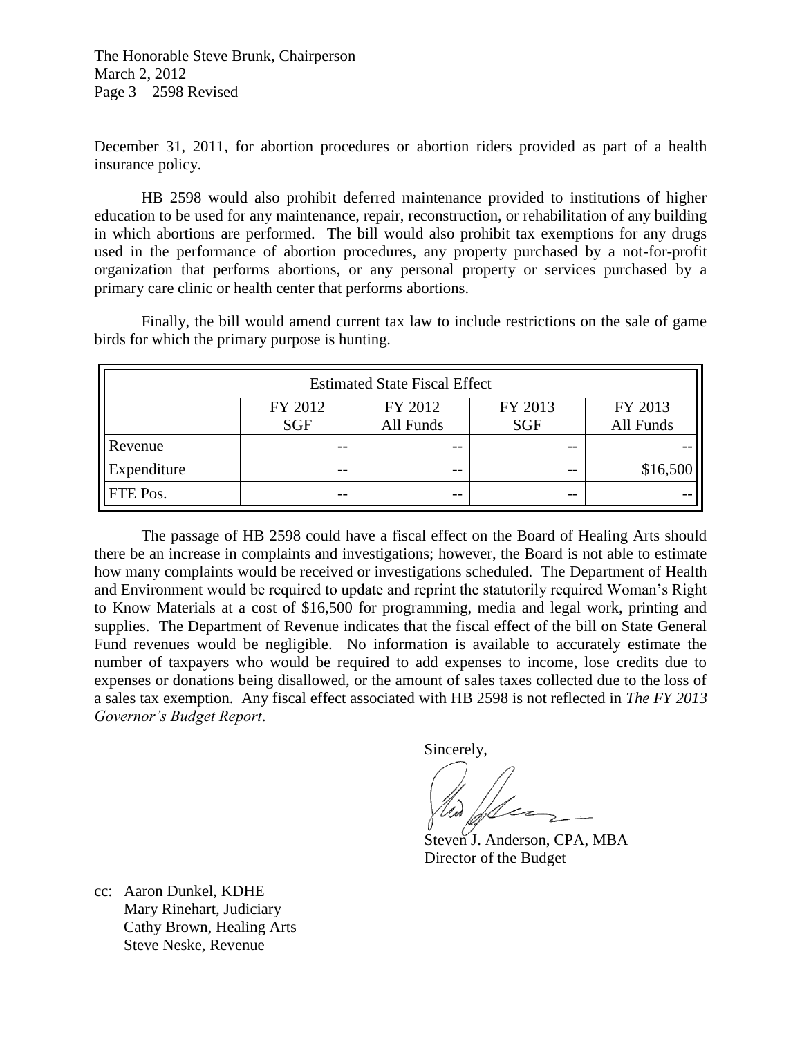December 31, 2011, for abortion procedures or abortion riders provided as part of a health insurance policy.

HB 2598 would also prohibit deferred maintenance provided to institutions of higher education to be used for any maintenance, repair, reconstruction, or rehabilitation of any building in which abortions are performed. The bill would also prohibit tax exemptions for any drugs used in the performance of abortion procedures, any property purchased by a not-for-profit organization that performs abortions, or any personal property or services purchased by a primary care clinic or health center that performs abortions.

Finally, the bill would amend current tax law to include restrictions on the sale of game birds for which the primary purpose is hunting.

| Estimated State Fiscal Effect | | | | |
|---|---|---|---|---|
| | FY 2012 SGF | FY 2012 All Funds | FY 2013 SGF | FY 2013 All Funds |
| Revenue | -- | -- | -- | -- |
| Expenditure | -- | -- | -- | $16,500 |
| FTE Pos. | -- | -- | -- | -- |

The passage of HB 2598 could have a fiscal effect on the Board of Healing Arts should there be an increase in complaints and investigations; however, the Board is not able to estimate how many complaints would be received or investigations scheduled. The Department of Health and Environment would be required to update and reprint the statutorily required Woman's Right to Know Materials at a cost of $16,500 for programming, media and legal work, printing and supplies. The Department of Revenue indicates that the fiscal effect of the bill on State General Fund revenues would be negligible. No information is available to accurately estimate the number of taxpayers who would be required to add expenses to income, lose credits due to expenses or donations being disallowed, or the amount of sales taxes collected due to the loss of a sales tax exemption. Any fiscal effect associated with HB 2598 is not reflected in *The FY 2013 Governor's Budget Report*.

Sincerely,

Steven J. Anderson, CPA, MBA
Director of the Budget

cc: Aaron Dunkel, KDHE
Mary Rinehart, Judiciary
Cathy Brown, Healing Arts
Steve Neske, Revenue